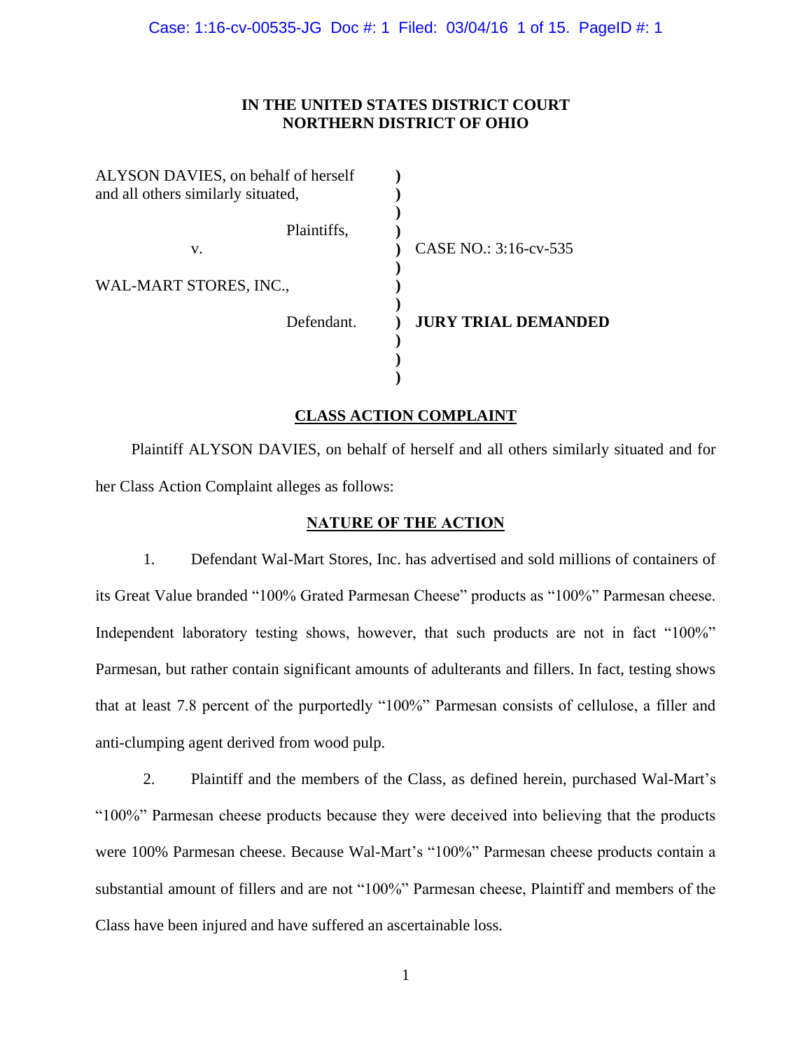**IN THE UNITED STATES DISTRICT COURT**
**NORTHERN DISTRICT OF OHIO**

| | | |
|---|---|---|
| ALYSON DAVIES, on behalf of herself and all others similarly situated, | ) | |
| Plaintiffs, | ) | |
| v. | ) | CASE NO.: 3:16-cv-535 |
| WAL-MART STORES, INC., | ) | |
| Defendant. | ) | **JURY TRIAL DEMANDED** |

## CLASS ACTION COMPLAINT

Plaintiff ALYSON DAVIES, on behalf of herself and all others similarly situated and for her Class Action Complaint alleges as follows:

## NATURE OF THE ACTION

1. Defendant Wal-Mart Stores, Inc. has advertised and sold millions of containers of its Great Value branded "100% Grated Parmesan Cheese" products as "100%" Parmesan cheese. Independent laboratory testing shows, however, that such products are not in fact "100%" Parmesan, but rather contain significant amounts of adulterants and fillers. In fact, testing shows that at least 7.8 percent of the purportedly "100%" Parmesan consists of cellulose, a filler and anti-clumping agent derived from wood pulp.

2. Plaintiff and the members of the Class, as defined herein, purchased Wal-Mart's "100%" Parmesan cheese products because they were deceived into believing that the products were 100% Parmesan cheese. Because Wal-Mart's "100%" Parmesan cheese products contain a substantial amount of fillers and are not "100%" Parmesan cheese, Plaintiff and members of the Class have been injured and have suffered an ascertainable loss.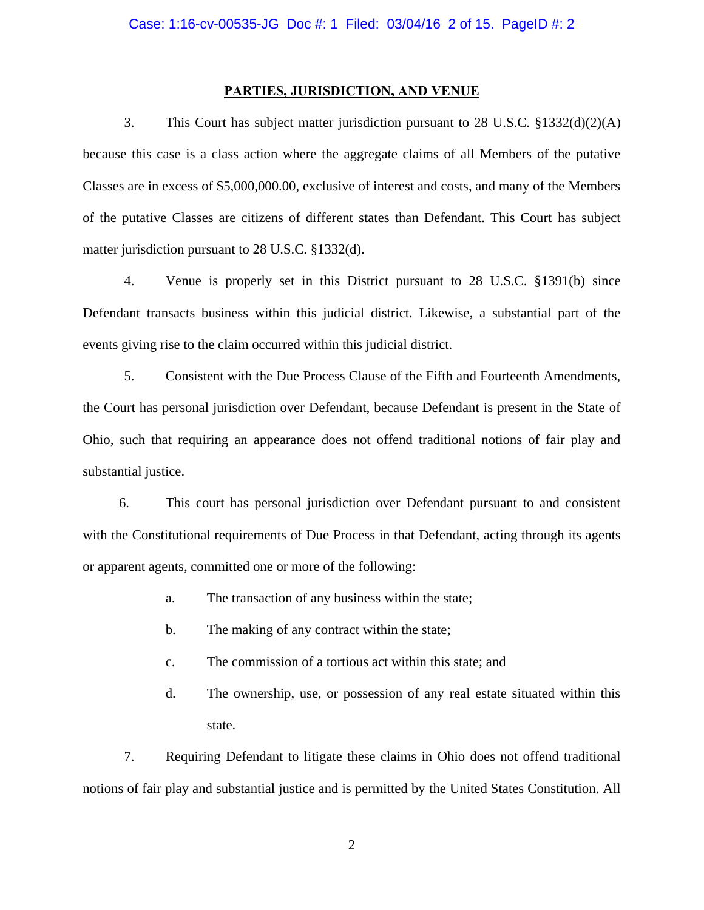## PARTIES, JURISDICTION, AND VENUE

3. This Court has subject matter jurisdiction pursuant to 28 U.S.C. §1332(d)(2)(A) because this case is a class action where the aggregate claims of all Members of the putative Classes are in excess of $5,000,000.00, exclusive of interest and costs, and many of the Members of the putative Classes are citizens of different states than Defendant. This Court has subject matter jurisdiction pursuant to 28 U.S.C. §1332(d).

4. Venue is properly set in this District pursuant to 28 U.S.C. §1391(b) since Defendant transacts business within this judicial district. Likewise, a substantial part of the events giving rise to the claim occurred within this judicial district.

5. Consistent with the Due Process Clause of the Fifth and Fourteenth Amendments, the Court has personal jurisdiction over Defendant, because Defendant is present in the State of Ohio, such that requiring an appearance does not offend traditional notions of fair play and substantial justice.

6. This court has personal jurisdiction over Defendant pursuant to and consistent with the Constitutional requirements of Due Process in that Defendant, acting through its agents or apparent agents, committed one or more of the following:

a. The transaction of any business within the state;

b. The making of any contract within the state;

c. The commission of a tortious act within this state; and

d. The ownership, use, or possession of any real estate situated within this state.

7. Requiring Defendant to litigate these claims in Ohio does not offend traditional notions of fair play and substantial justice and is permitted by the United States Constitution. All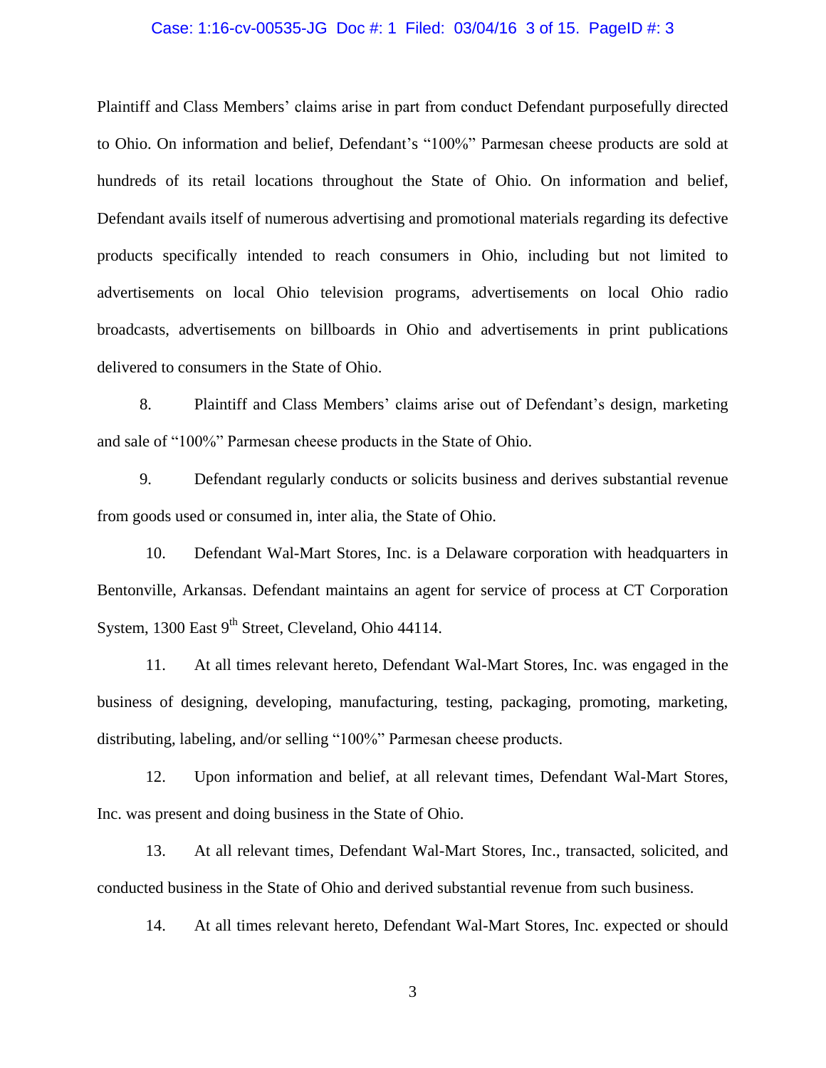Plaintiff and Class Members' claims arise in part from conduct Defendant purposefully directed to Ohio. On information and belief, Defendant's "100%" Parmesan cheese products are sold at hundreds of its retail locations throughout the State of Ohio. On information and belief, Defendant avails itself of numerous advertising and promotional materials regarding its defective products specifically intended to reach consumers in Ohio, including but not limited to advertisements on local Ohio television programs, advertisements on local Ohio radio broadcasts, advertisements on billboards in Ohio and advertisements in print publications delivered to consumers in the State of Ohio.

8. Plaintiff and Class Members' claims arise out of Defendant's design, marketing and sale of "100%" Parmesan cheese products in the State of Ohio.

9. Defendant regularly conducts or solicits business and derives substantial revenue from goods used or consumed in, inter alia, the State of Ohio.

10. Defendant Wal-Mart Stores, Inc. is a Delaware corporation with headquarters in Bentonville, Arkansas. Defendant maintains an agent for service of process at CT Corporation System, 1300 East 9th Street, Cleveland, Ohio 44114.

11. At all times relevant hereto, Defendant Wal-Mart Stores, Inc. was engaged in the business of designing, developing, manufacturing, testing, packaging, promoting, marketing, distributing, labeling, and/or selling "100%" Parmesan cheese products.

12. Upon information and belief, at all relevant times, Defendant Wal-Mart Stores, Inc. was present and doing business in the State of Ohio.

13. At all relevant times, Defendant Wal-Mart Stores, Inc., transacted, solicited, and conducted business in the State of Ohio and derived substantial revenue from such business.

14. At all times relevant hereto, Defendant Wal-Mart Stores, Inc. expected or should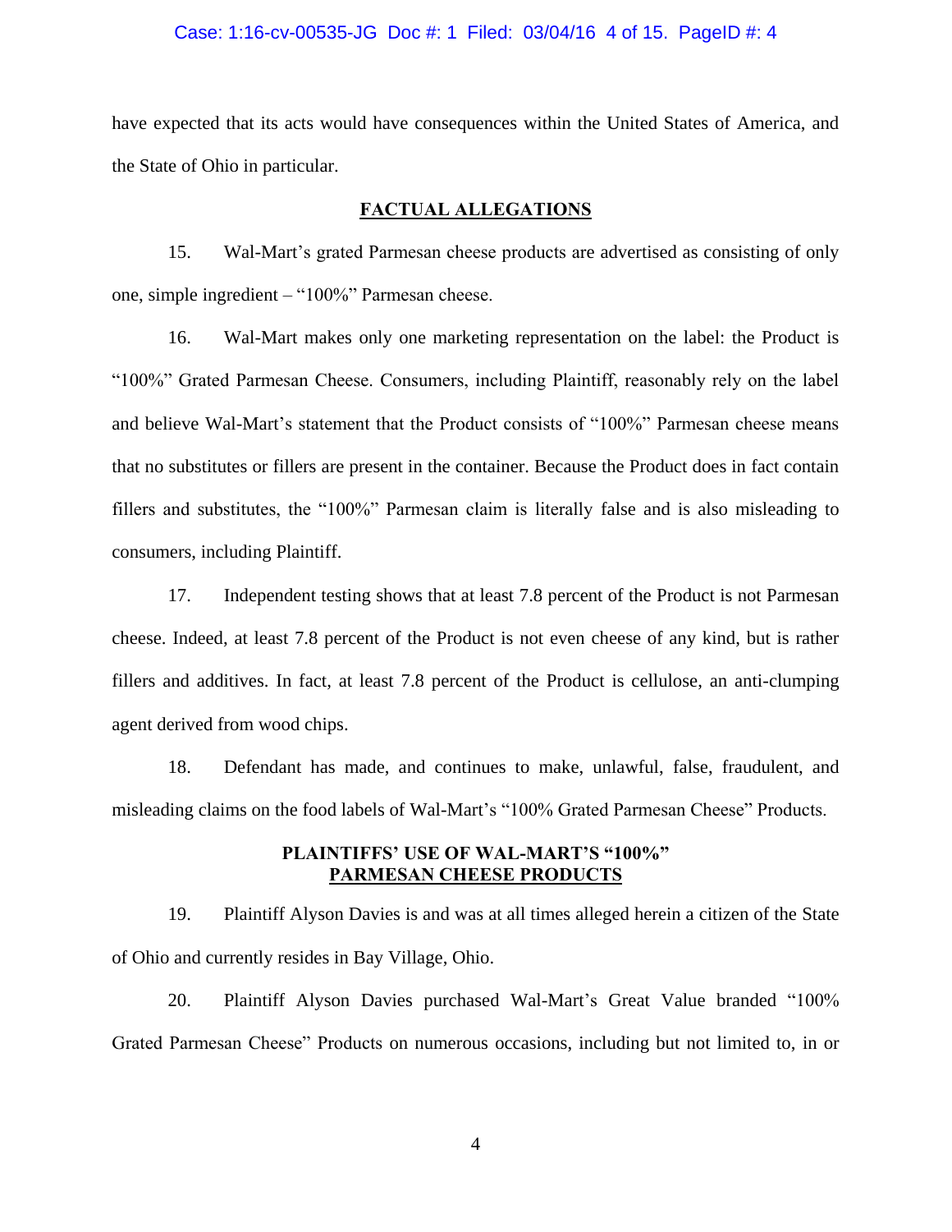have expected that its acts would have consequences within the United States of America, and the State of Ohio in particular.

## FACTUAL ALLEGATIONS

15. Wal-Mart's grated Parmesan cheese products are advertised as consisting of only one, simple ingredient – "100%" Parmesan cheese.

16. Wal-Mart makes only one marketing representation on the label: the Product is "100%" Grated Parmesan Cheese. Consumers, including Plaintiff, reasonably rely on the label and believe Wal-Mart's statement that the Product consists of "100%" Parmesan cheese means that no substitutes or fillers are present in the container. Because the Product does in fact contain fillers and substitutes, the "100%" Parmesan claim is literally false and is also misleading to consumers, including Plaintiff.

17. Independent testing shows that at least 7.8 percent of the Product is not Parmesan cheese. Indeed, at least 7.8 percent of the Product is not even cheese of any kind, but is rather fillers and additives. In fact, at least 7.8 percent of the Product is cellulose, an anti-clumping agent derived from wood chips.

18. Defendant has made, and continues to make, unlawful, false, fraudulent, and misleading claims on the food labels of Wal-Mart's "100% Grated Parmesan Cheese" Products.

## PLAINTIFFS' USE OF WAL-MART'S "100%" PARMESAN CHEESE PRODUCTS

19. Plaintiff Alyson Davies is and was at all times alleged herein a citizen of the State of Ohio and currently resides in Bay Village, Ohio.

20. Plaintiff Alyson Davies purchased Wal-Mart's Great Value branded "100% Grated Parmesan Cheese" Products on numerous occasions, including but not limited to, in or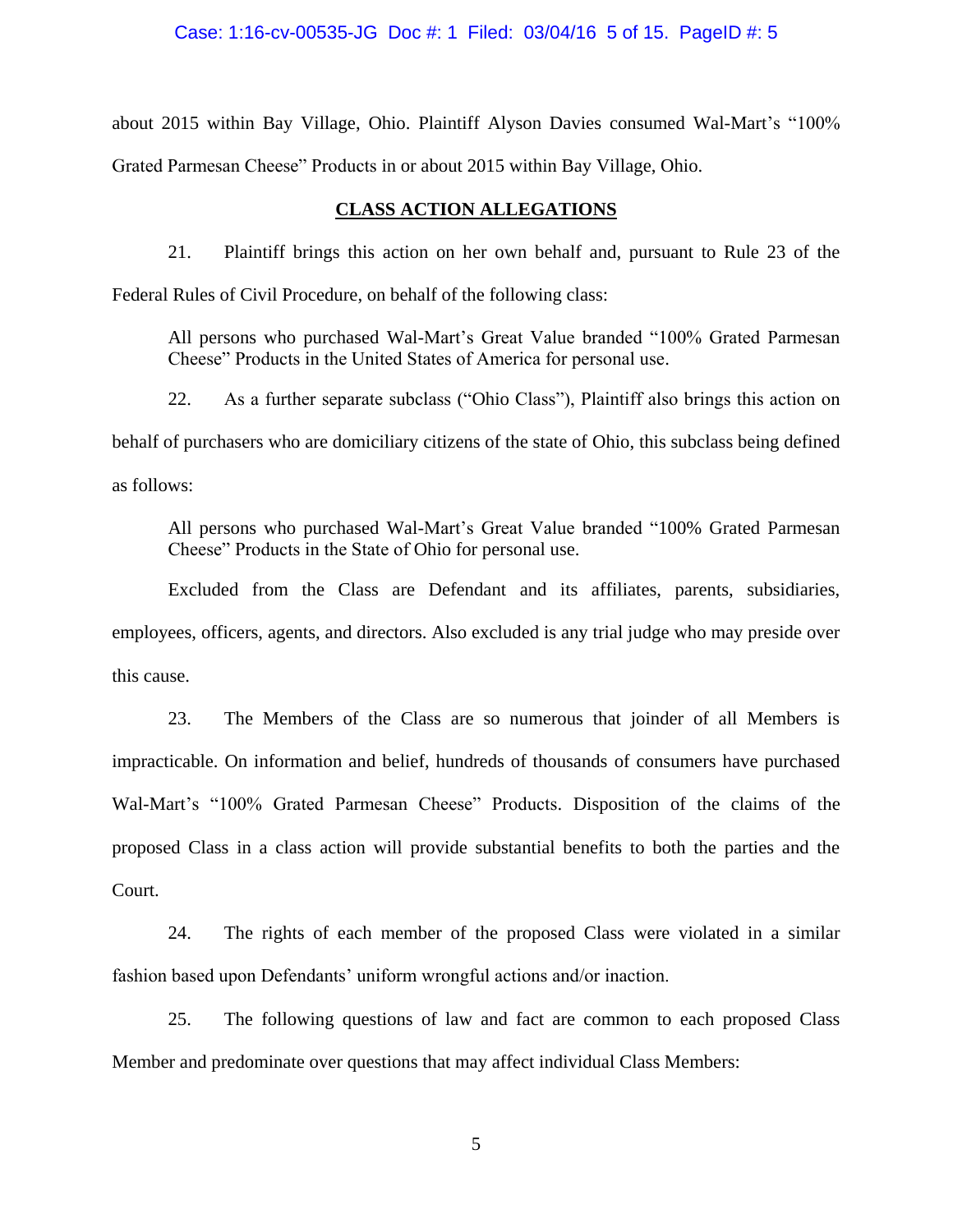about 2015 within Bay Village, Ohio. Plaintiff Alyson Davies consumed Wal-Mart's "100% Grated Parmesan Cheese" Products in or about 2015 within Bay Village, Ohio.

## CLASS ACTION ALLEGATIONS

21. Plaintiff brings this action on her own behalf and, pursuant to Rule 23 of the Federal Rules of Civil Procedure, on behalf of the following class:

> All persons who purchased Wal-Mart's Great Value branded "100% Grated Parmesan Cheese" Products in the United States of America for personal use.

22. As a further separate subclass ("Ohio Class"), Plaintiff also brings this action on behalf of purchasers who are domiciliary citizens of the state of Ohio, this subclass being defined as follows:

> All persons who purchased Wal-Mart's Great Value branded "100% Grated Parmesan Cheese" Products in the State of Ohio for personal use.

Excluded from the Class are Defendant and its affiliates, parents, subsidiaries, employees, officers, agents, and directors. Also excluded is any trial judge who may preside over this cause.

23. The Members of the Class are so numerous that joinder of all Members is impracticable. On information and belief, hundreds of thousands of consumers have purchased Wal-Mart's "100% Grated Parmesan Cheese" Products. Disposition of the claims of the proposed Class in a class action will provide substantial benefits to both the parties and the Court.

24. The rights of each member of the proposed Class were violated in a similar fashion based upon Defendants' uniform wrongful actions and/or inaction.

25. The following questions of law and fact are common to each proposed Class Member and predominate over questions that may affect individual Class Members: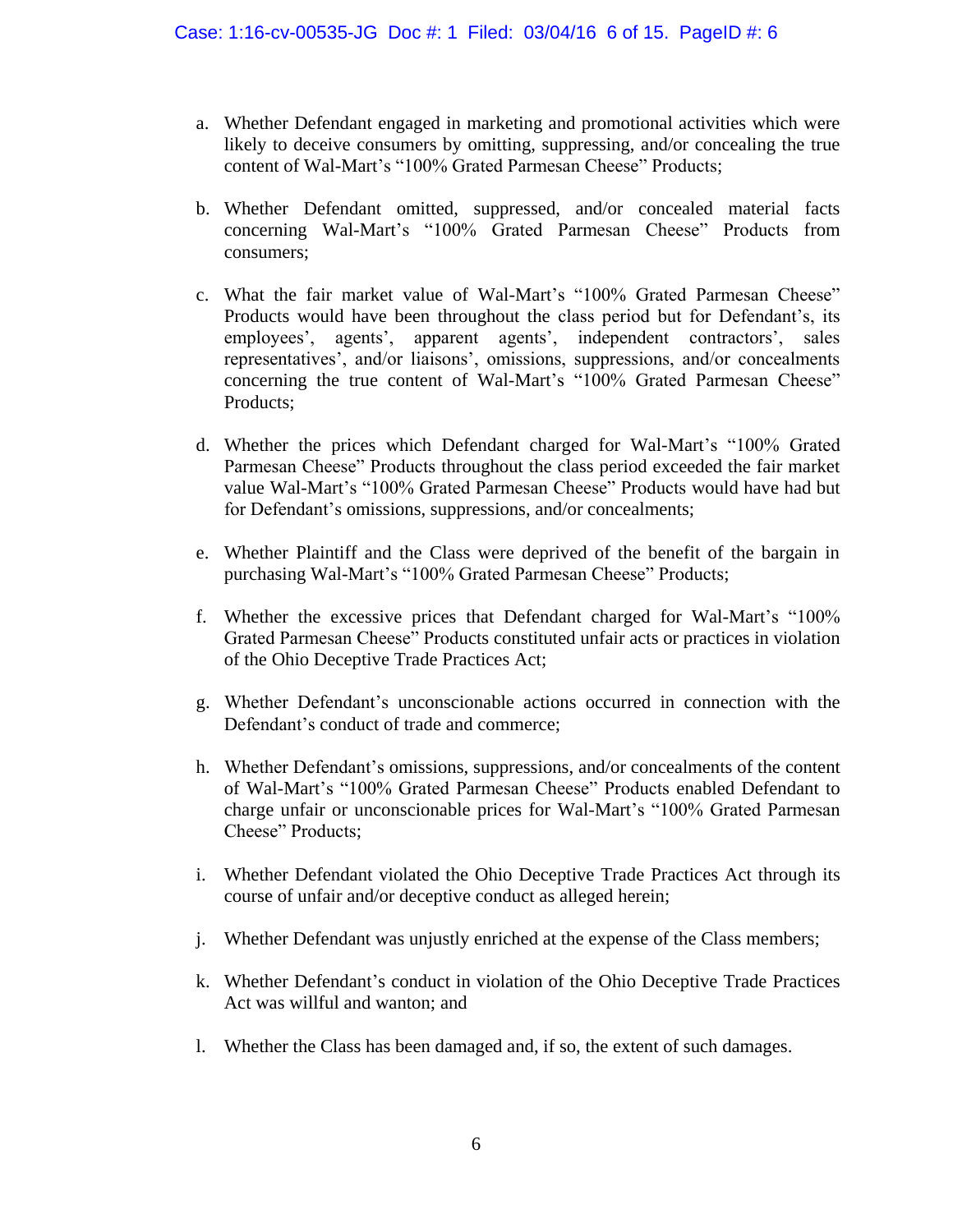a. Whether Defendant engaged in marketing and promotional activities which were likely to deceive consumers by omitting, suppressing, and/or concealing the true content of Wal-Mart's "100% Grated Parmesan Cheese" Products;

b. Whether Defendant omitted, suppressed, and/or concealed material facts concerning Wal-Mart's "100% Grated Parmesan Cheese" Products from consumers;

c. What the fair market value of Wal-Mart's "100% Grated Parmesan Cheese" Products would have been throughout the class period but for Defendant's, its employees', agents', apparent agents', independent contractors', sales representatives', and/or liaisons', omissions, suppressions, and/or concealments concerning the true content of Wal-Mart's "100% Grated Parmesan Cheese" Products;

d. Whether the prices which Defendant charged for Wal-Mart's "100% Grated Parmesan Cheese" Products throughout the class period exceeded the fair market value Wal-Mart's "100% Grated Parmesan Cheese" Products would have had but for Defendant's omissions, suppressions, and/or concealments;

e. Whether Plaintiff and the Class were deprived of the benefit of the bargain in purchasing Wal-Mart's "100% Grated Parmesan Cheese" Products;

f. Whether the excessive prices that Defendant charged for Wal-Mart's "100% Grated Parmesan Cheese" Products constituted unfair acts or practices in violation of the Ohio Deceptive Trade Practices Act;

g. Whether Defendant's unconscionable actions occurred in connection with the Defendant's conduct of trade and commerce;

h. Whether Defendant's omissions, suppressions, and/or concealments of the content of Wal-Mart's "100% Grated Parmesan Cheese" Products enabled Defendant to charge unfair or unconscionable prices for Wal-Mart's "100% Grated Parmesan Cheese" Products;

i. Whether Defendant violated the Ohio Deceptive Trade Practices Act through its course of unfair and/or deceptive conduct as alleged herein;

j. Whether Defendant was unjustly enriched at the expense of the Class members;

k. Whether Defendant's conduct in violation of the Ohio Deceptive Trade Practices Act was willful and wanton; and

l. Whether the Class has been damaged and, if so, the extent of such damages.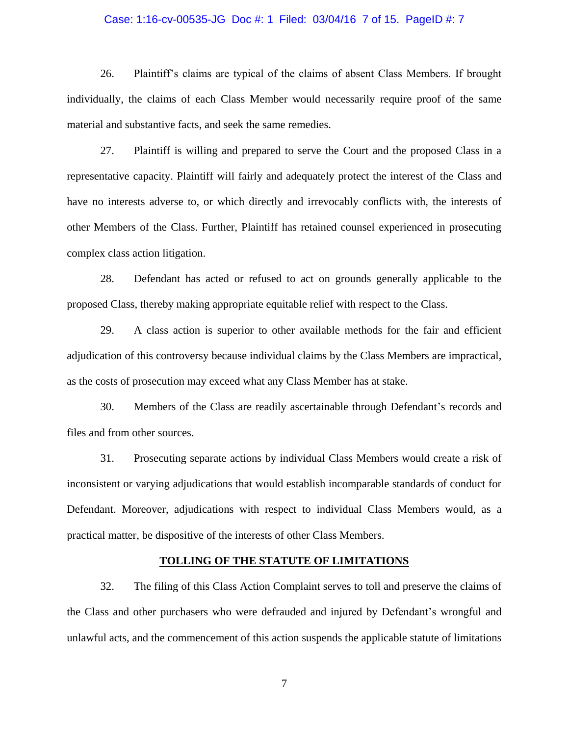26. Plaintiff's claims are typical of the claims of absent Class Members. If brought individually, the claims of each Class Member would necessarily require proof of the same material and substantive facts, and seek the same remedies.

27. Plaintiff is willing and prepared to serve the Court and the proposed Class in a representative capacity. Plaintiff will fairly and adequately protect the interest of the Class and have no interests adverse to, or which directly and irrevocably conflicts with, the interests of other Members of the Class. Further, Plaintiff has retained counsel experienced in prosecuting complex class action litigation.

28. Defendant has acted or refused to act on grounds generally applicable to the proposed Class, thereby making appropriate equitable relief with respect to the Class.

29. A class action is superior to other available methods for the fair and efficient adjudication of this controversy because individual claims by the Class Members are impractical, as the costs of prosecution may exceed what any Class Member has at stake.

30. Members of the Class are readily ascertainable through Defendant's records and files and from other sources.

31. Prosecuting separate actions by individual Class Members would create a risk of inconsistent or varying adjudications that would establish incomparable standards of conduct for Defendant. Moreover, adjudications with respect to individual Class Members would, as a practical matter, be dispositive of the interests of other Class Members.

**TOLLING OF THE STATUTE OF LIMITATIONS**

32. The filing of this Class Action Complaint serves to toll and preserve the claims of the Class and other purchasers who were defrauded and injured by Defendant's wrongful and unlawful acts, and the commencement of this action suspends the applicable statute of limitations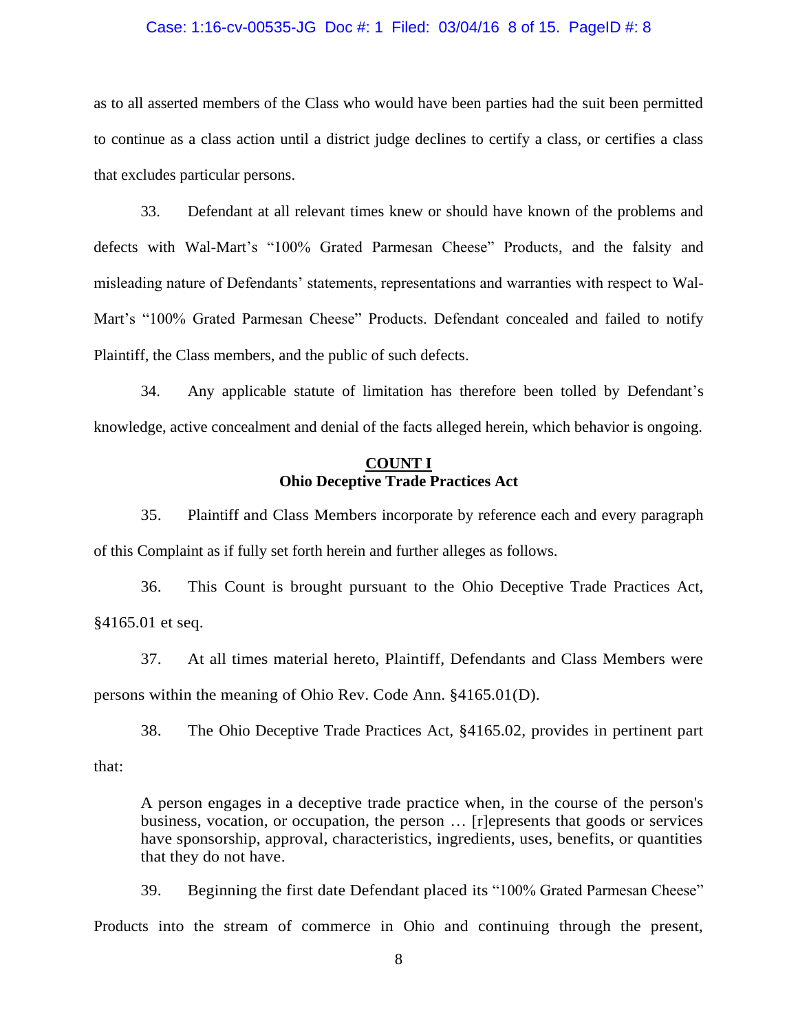as to all asserted members of the Class who would have been parties had the suit been permitted to continue as a class action until a district judge declines to certify a class, or certifies a class that excludes particular persons.

33. Defendant at all relevant times knew or should have known of the problems and defects with Wal-Mart's "100% Grated Parmesan Cheese" Products, and the falsity and misleading nature of Defendants' statements, representations and warranties with respect to Wal-Mart's "100% Grated Parmesan Cheese" Products. Defendant concealed and failed to notify Plaintiff, the Class members, and the public of such defects.

34. Any applicable statute of limitation has therefore been tolled by Defendant's knowledge, active concealment and denial of the facts alleged herein, which behavior is ongoing.

## COUNT I
## Ohio Deceptive Trade Practices Act

35. Plaintiff and Class Members incorporate by reference each and every paragraph of this Complaint as if fully set forth herein and further alleges as follows.

36. This Count is brought pursuant to the Ohio Deceptive Trade Practices Act, §4165.01 et seq.

37. At all times material hereto, Plaintiff, Defendants and Class Members were persons within the meaning of Ohio Rev. Code Ann. §4165.01(D).

38. The Ohio Deceptive Trade Practices Act, §4165.02, provides in pertinent part that:

> A person engages in a deceptive trade practice when, in the course of the person's business, vocation, or occupation, the person … [r]epresents that goods or services have sponsorship, approval, characteristics, ingredients, uses, benefits, or quantities that they do not have.

39. Beginning the first date Defendant placed its "100% Grated Parmesan Cheese" Products into the stream of commerce in Ohio and continuing through the present,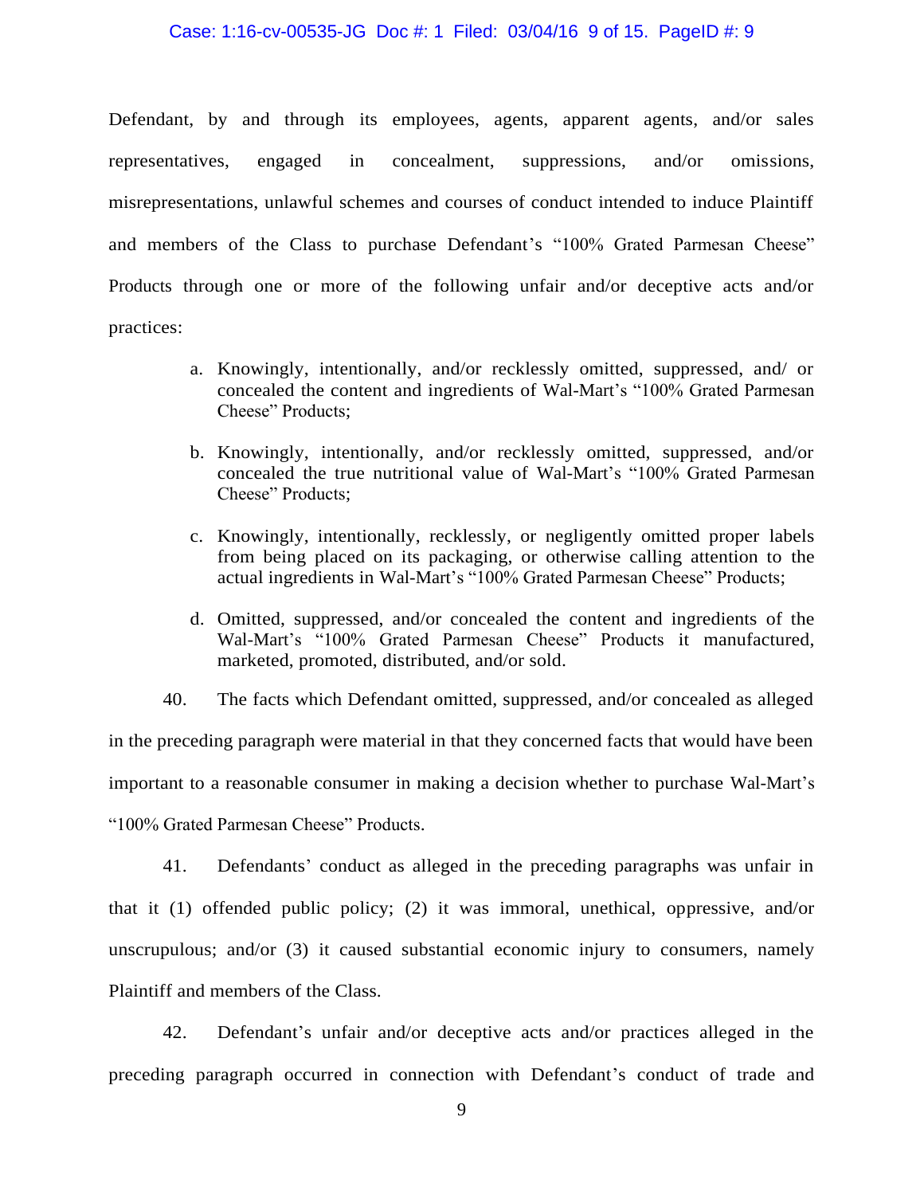Defendant, by and through its employees, agents, apparent agents, and/or sales representatives, engaged in concealment, suppressions, and/or omissions, misrepresentations, unlawful schemes and courses of conduct intended to induce Plaintiff and members of the Class to purchase Defendant's "100% Grated Parmesan Cheese" Products through one or more of the following unfair and/or deceptive acts and/or practices:

a. Knowingly, intentionally, and/or recklessly omitted, suppressed, and/ or concealed the content and ingredients of Wal-Mart's "100% Grated Parmesan Cheese" Products;

b. Knowingly, intentionally, and/or recklessly omitted, suppressed, and/or concealed the true nutritional value of Wal-Mart's "100% Grated Parmesan Cheese" Products;

c. Knowingly, intentionally, recklessly, or negligently omitted proper labels from being placed on its packaging, or otherwise calling attention to the actual ingredients in Wal-Mart's "100% Grated Parmesan Cheese" Products;

d. Omitted, suppressed, and/or concealed the content and ingredients of the Wal-Mart's "100% Grated Parmesan Cheese" Products it manufactured, marketed, promoted, distributed, and/or sold.

40. The facts which Defendant omitted, suppressed, and/or concealed as alleged in the preceding paragraph were material in that they concerned facts that would have been important to a reasonable consumer in making a decision whether to purchase Wal-Mart's "100% Grated Parmesan Cheese" Products.

41. Defendants' conduct as alleged in the preceding paragraphs was unfair in that it (1) offended public policy; (2) it was immoral, unethical, oppressive, and/or unscrupulous; and/or (3) it caused substantial economic injury to consumers, namely Plaintiff and members of the Class.

42. Defendant's unfair and/or deceptive acts and/or practices alleged in the preceding paragraph occurred in connection with Defendant's conduct of trade and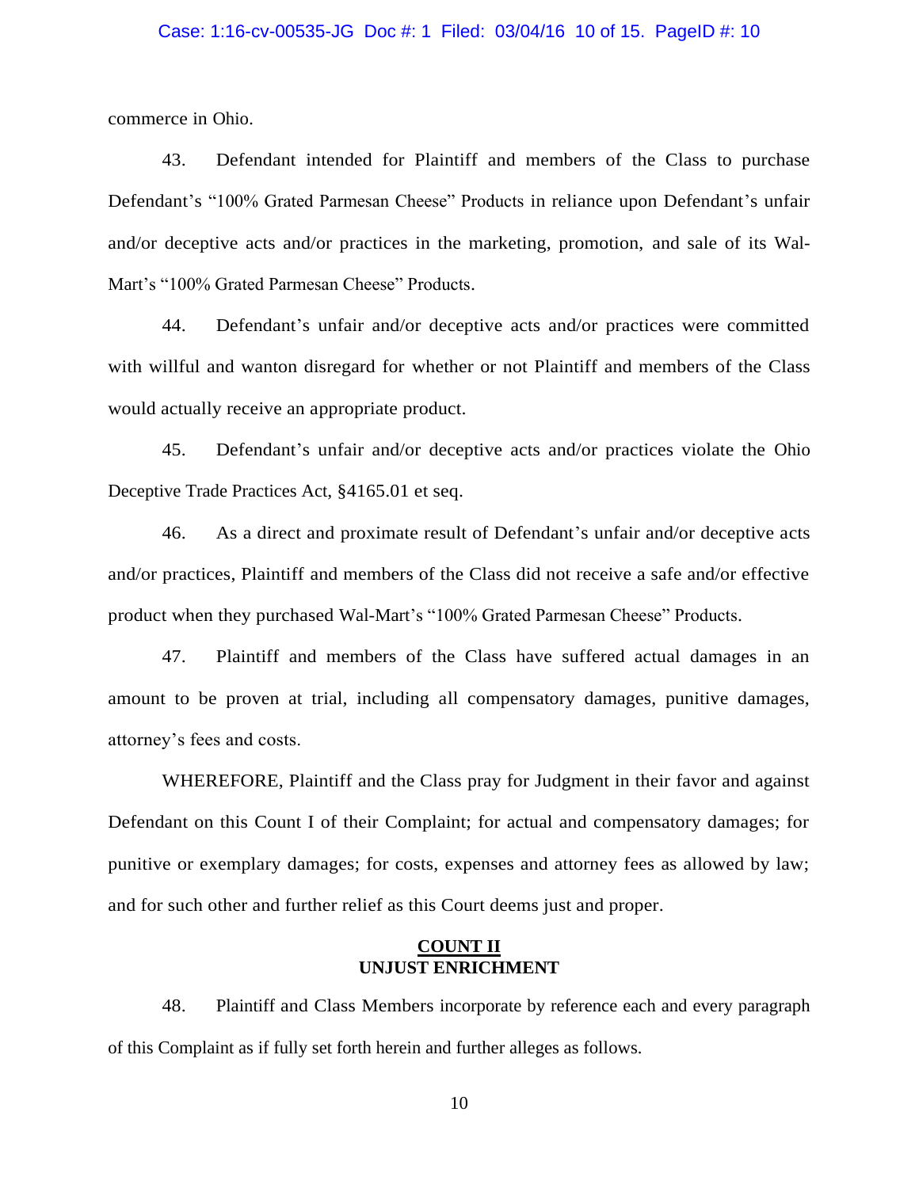commerce in Ohio.

43. Defendant intended for Plaintiff and members of the Class to purchase Defendant's "100% Grated Parmesan Cheese" Products in reliance upon Defendant's unfair and/or deceptive acts and/or practices in the marketing, promotion, and sale of its Wal-Mart's "100% Grated Parmesan Cheese" Products.

44. Defendant's unfair and/or deceptive acts and/or practices were committed with willful and wanton disregard for whether or not Plaintiff and members of the Class would actually receive an appropriate product.

45. Defendant's unfair and/or deceptive acts and/or practices violate the Ohio Deceptive Trade Practices Act, §4165.01 et seq.

46. As a direct and proximate result of Defendant's unfair and/or deceptive acts and/or practices, Plaintiff and members of the Class did not receive a safe and/or effective product when they purchased Wal-Mart's "100% Grated Parmesan Cheese" Products.

47. Plaintiff and members of the Class have suffered actual damages in an amount to be proven at trial, including all compensatory damages, punitive damages, attorney's fees and costs.

WHEREFORE, Plaintiff and the Class pray for Judgment in their favor and against Defendant on this Count I of their Complaint; for actual and compensatory damages; for punitive or exemplary damages; for costs, expenses and attorney fees as allowed by law; and for such other and further relief as this Court deems just and proper.

**COUNT II**
**UNJUST ENRICHMENT**

48. Plaintiff and Class Members incorporate by reference each and every paragraph of this Complaint as if fully set forth herein and further alleges as follows.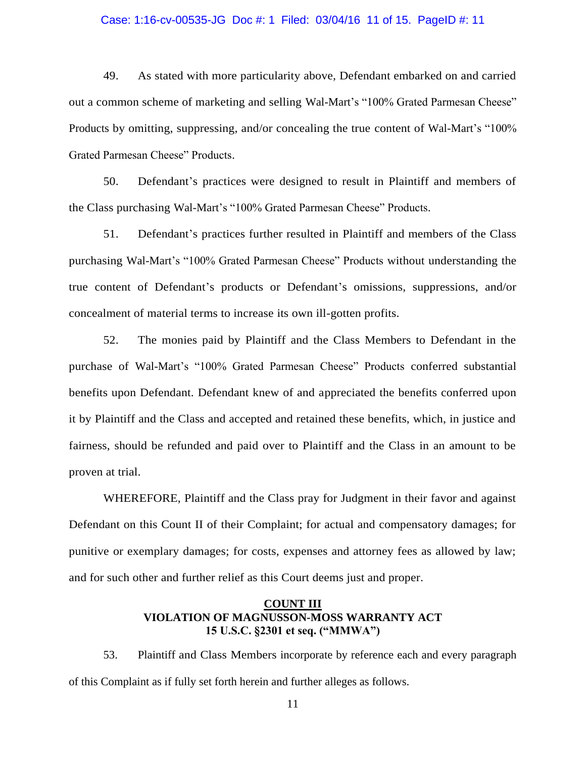49. As stated with more particularity above, Defendant embarked on and carried out a common scheme of marketing and selling Wal-Mart's "100% Grated Parmesan Cheese" Products by omitting, suppressing, and/or concealing the true content of Wal-Mart's "100% Grated Parmesan Cheese" Products.

50. Defendant's practices were designed to result in Plaintiff and members of the Class purchasing Wal-Mart's "100% Grated Parmesan Cheese" Products.

51. Defendant's practices further resulted in Plaintiff and members of the Class purchasing Wal-Mart's "100% Grated Parmesan Cheese" Products without understanding the true content of Defendant's products or Defendant's omissions, suppressions, and/or concealment of material terms to increase its own ill-gotten profits.

52. The monies paid by Plaintiff and the Class Members to Defendant in the purchase of Wal-Mart's "100% Grated Parmesan Cheese" Products conferred substantial benefits upon Defendant. Defendant knew of and appreciated the benefits conferred upon it by Plaintiff and the Class and accepted and retained these benefits, which, in justice and fairness, should be refunded and paid over to Plaintiff and the Class in an amount to be proven at trial.

WHEREFORE, Plaintiff and the Class pray for Judgment in their favor and against Defendant on this Count II of their Complaint; for actual and compensatory damages; for punitive or exemplary damages; for costs, expenses and attorney fees as allowed by law; and for such other and further relief as this Court deems just and proper.

## COUNT III
## VIOLATION OF MAGNUSSON-MOSS WARRANTY ACT
## 15 U.S.C. §2301 et seq. ("MMWA")

53. Plaintiff and Class Members incorporate by reference each and every paragraph of this Complaint as if fully set forth herein and further alleges as follows.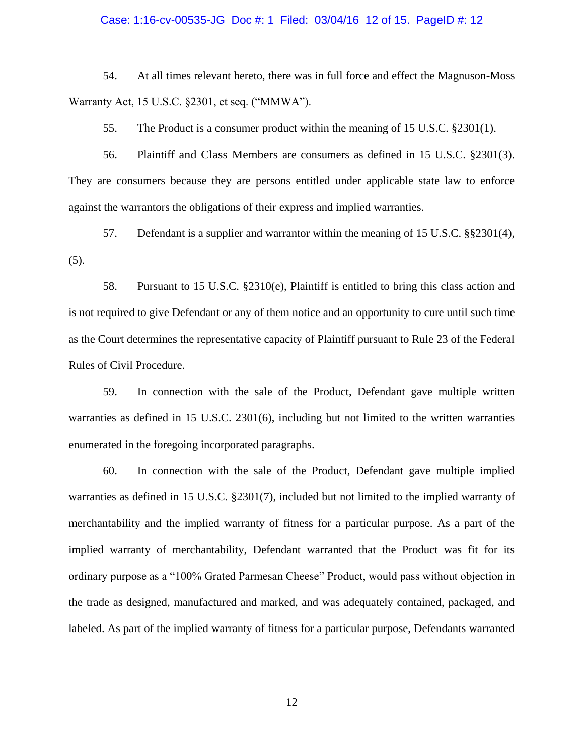54. At all times relevant hereto, there was in full force and effect the Magnuson-Moss Warranty Act, 15 U.S.C. §2301, et seq. ("MMWA").

55. The Product is a consumer product within the meaning of 15 U.S.C. §2301(1).

56. Plaintiff and Class Members are consumers as defined in 15 U.S.C. §2301(3). They are consumers because they are persons entitled under applicable state law to enforce against the warrantors the obligations of their express and implied warranties.

57. Defendant is a supplier and warrantor within the meaning of 15 U.S.C. §§2301(4), (5).

58. Pursuant to 15 U.S.C. §2310(e), Plaintiff is entitled to bring this class action and is not required to give Defendant or any of them notice and an opportunity to cure until such time as the Court determines the representative capacity of Plaintiff pursuant to Rule 23 of the Federal Rules of Civil Procedure.

59. In connection with the sale of the Product, Defendant gave multiple written warranties as defined in 15 U.S.C. 2301(6), including but not limited to the written warranties enumerated in the foregoing incorporated paragraphs.

60. In connection with the sale of the Product, Defendant gave multiple implied warranties as defined in 15 U.S.C. §2301(7), included but not limited to the implied warranty of merchantability and the implied warranty of fitness for a particular purpose. As a part of the implied warranty of merchantability, Defendant warranted that the Product was fit for its ordinary purpose as a "100% Grated Parmesan Cheese" Product, would pass without objection in the trade as designed, manufactured and marked, and was adequately contained, packaged, and labeled. As part of the implied warranty of fitness for a particular purpose, Defendants warranted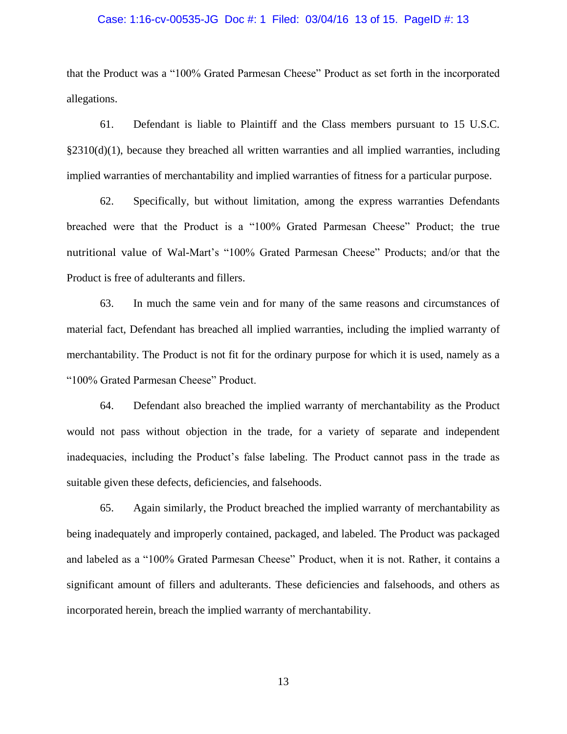that the Product was a "100% Grated Parmesan Cheese" Product as set forth in the incorporated allegations.

61. Defendant is liable to Plaintiff and the Class members pursuant to 15 U.S.C. §2310(d)(1), because they breached all written warranties and all implied warranties, including implied warranties of merchantability and implied warranties of fitness for a particular purpose.

62. Specifically, but without limitation, among the express warranties Defendants breached were that the Product is a "100% Grated Parmesan Cheese" Product; the true nutritional value of Wal-Mart's "100% Grated Parmesan Cheese" Products; and/or that the Product is free of adulterants and fillers.

63. In much the same vein and for many of the same reasons and circumstances of material fact, Defendant has breached all implied warranties, including the implied warranty of merchantability. The Product is not fit for the ordinary purpose for which it is used, namely as a "100% Grated Parmesan Cheese" Product.

64. Defendant also breached the implied warranty of merchantability as the Product would not pass without objection in the trade, for a variety of separate and independent inadequacies, including the Product's false labeling. The Product cannot pass in the trade as suitable given these defects, deficiencies, and falsehoods.

65. Again similarly, the Product breached the implied warranty of merchantability as being inadequately and improperly contained, packaged, and labeled. The Product was packaged and labeled as a "100% Grated Parmesan Cheese" Product, when it is not. Rather, it contains a significant amount of fillers and adulterants. These deficiencies and falsehoods, and others as incorporated herein, breach the implied warranty of merchantability.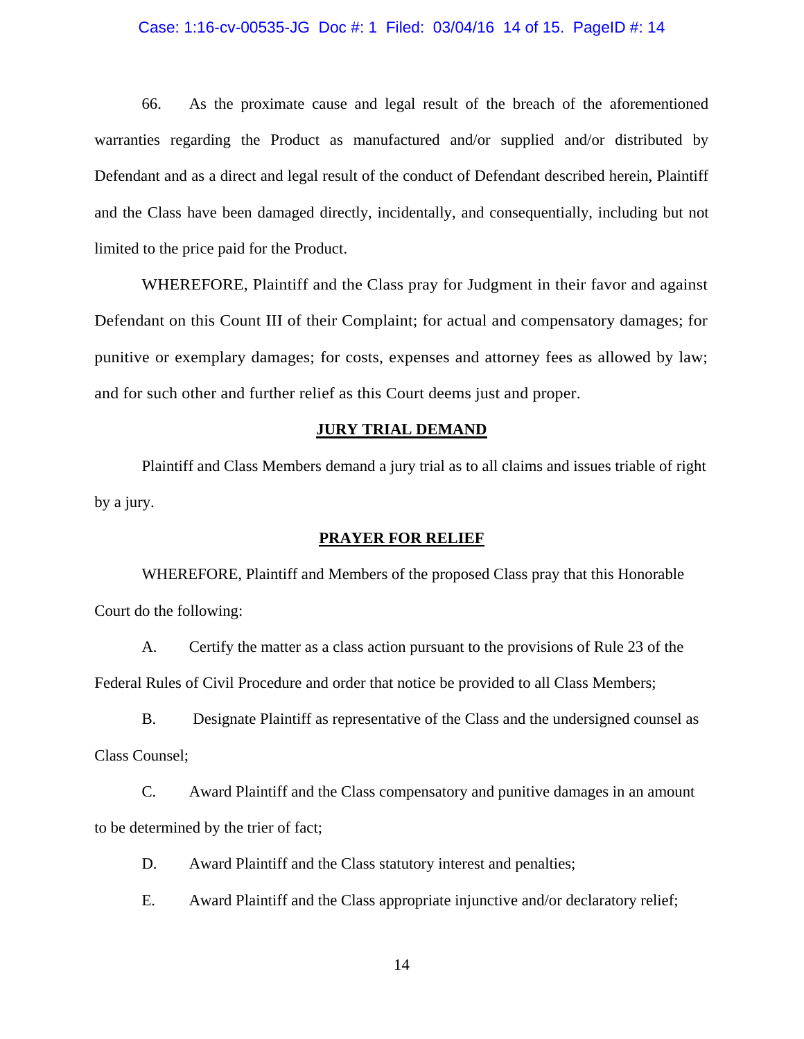66. As the proximate cause and legal result of the breach of the aforementioned warranties regarding the Product as manufactured and/or supplied and/or distributed by Defendant and as a direct and legal result of the conduct of Defendant described herein, Plaintiff and the Class have been damaged directly, incidentally, and consequentially, including but not limited to the price paid for the Product.

WHEREFORE, Plaintiff and the Class pray for Judgment in their favor and against Defendant on this Count III of their Complaint; for actual and compensatory damages; for punitive or exemplary damages; for costs, expenses and attorney fees as allowed by law; and for such other and further relief as this Court deems just and proper.

## JURY TRIAL DEMAND

Plaintiff and Class Members demand a jury trial as to all claims and issues triable of right by a jury.

## PRAYER FOR RELIEF

WHEREFORE, Plaintiff and Members of the proposed Class pray that this Honorable Court do the following:

A. Certify the matter as a class action pursuant to the provisions of Rule 23 of the Federal Rules of Civil Procedure and order that notice be provided to all Class Members;

B. Designate Plaintiff as representative of the Class and the undersigned counsel as Class Counsel;

C. Award Plaintiff and the Class compensatory and punitive damages in an amount to be determined by the trier of fact;

D. Award Plaintiff and the Class statutory interest and penalties;

E. Award Plaintiff and the Class appropriate injunctive and/or declaratory relief;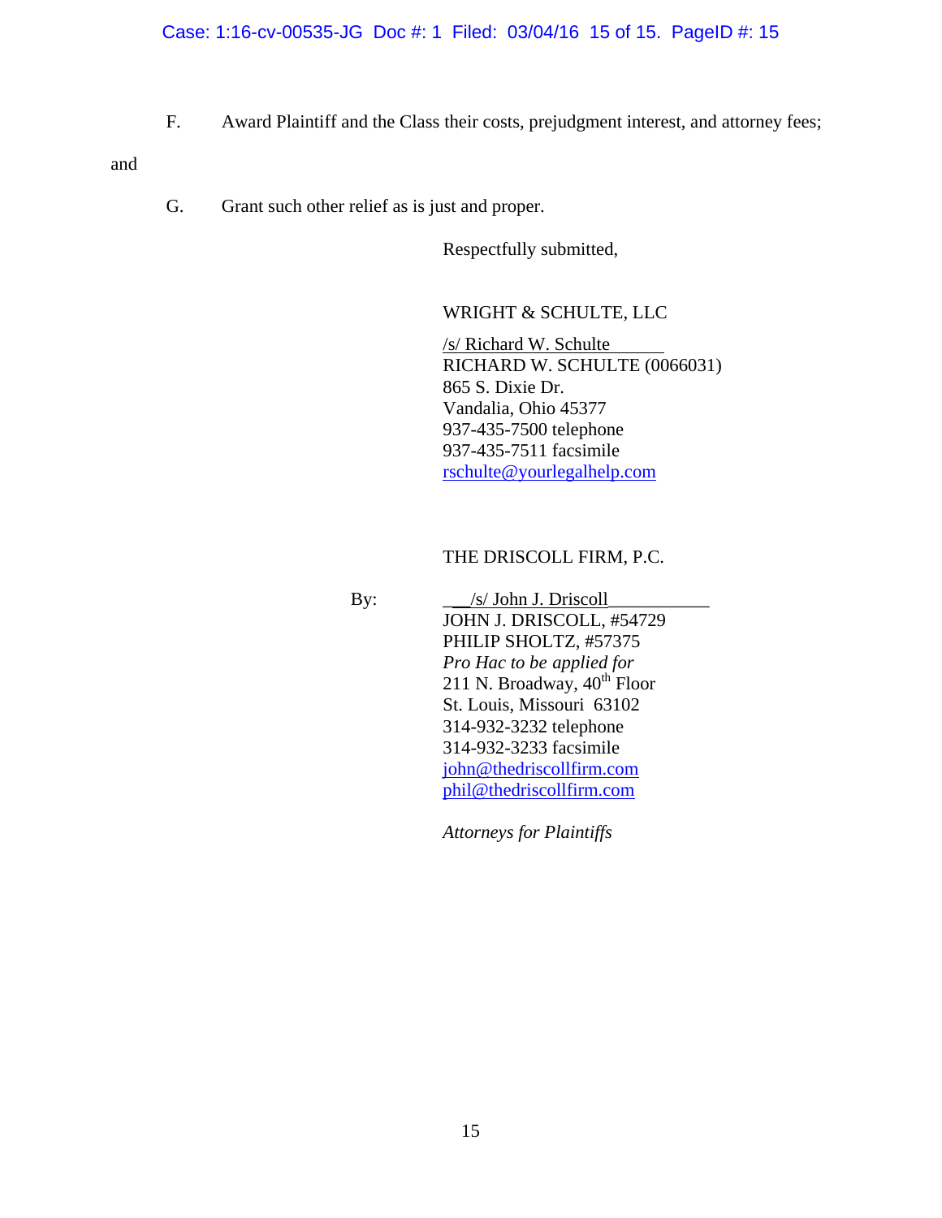F. Award Plaintiff and the Class their costs, prejudgment interest, and attorney fees; and

G. Grant such other relief as is just and proper.

Respectfully submitted,

WRIGHT & SCHULTE, LLC

/s/ Richard W. Schulte
RICHARD W. SCHULTE (0066031)
865 S. Dixie Dr.
Vandalia, Ohio 45377
937-435-7500 telephone
937-435-7511 facsimile
rschulte@yourlegalhelp.com

THE DRISCOLL FIRM, P.C.

By: /s/ John J. Driscoll
JOHN J. DRISCOLL, #54729
PHILIP SHOLTZ, #57375
*Pro Hac to be applied for*
211 N. Broadway, 40th Floor
St. Louis, Missouri 63102
314-932-3232 telephone
314-932-3233 facsimile
john@thedriscollfirm.com
phil@thedriscollfirm.com

*Attorneys for Plaintiffs*